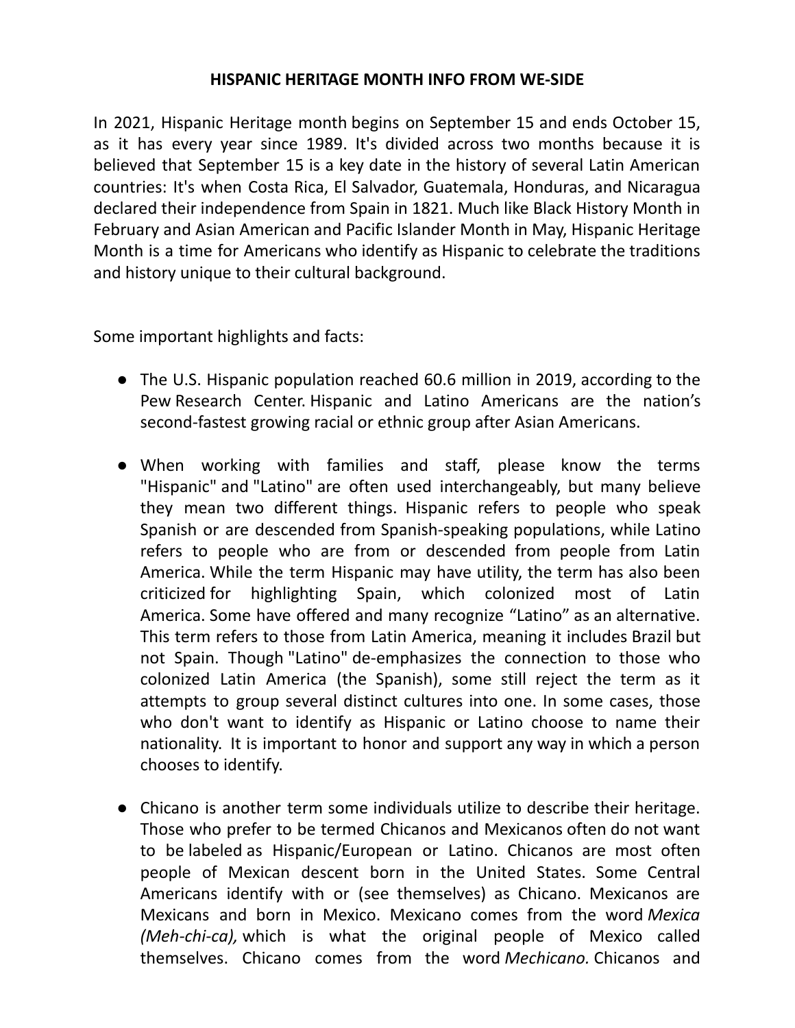# HISPANIC HERITAGE MONTH INFO FROM WE-SIDE

In 2021, Hispanic Heritage month begins on September 15 and ends October 15, as it has every year since 1989. It's divided across two months because it is believed that September 15 is a key date in the history of several Latin American countries: It's when Costa Rica, El Salvador, Guatemala, Honduras, and Nicaragua declared their independence from Spain in 1821. Much like Black History Month in February and Asian American and Pacific Islander Month in May, Hispanic Heritage Month is a time for Americans who identify as Hispanic to celebrate the traditions and history unique to their cultural background.

Some important highlights and facts:

- The U.S. Hispanic population reached 60.6 million in 2019, according to the Pew Research Center. Hispanic and Latino Americans are the nation's second-fastest growing racial or ethnic group after Asian Americans.

- When working with families and staff, please know the terms "Hispanic" and "Latino" are often used interchangeably, but many believe they mean two different things. Hispanic refers to people who speak Spanish or are descended from Spanish-speaking populations, while Latino refers to people who are from or descended from people from Latin America. While the term Hispanic may have utility, the term has also been criticized for highlighting Spain, which colonized most of Latin America. Some have offered and many recognize "Latino" as an alternative. This term refers to those from Latin America, meaning it includes Brazil but not Spain. Though "Latino" de-emphasizes the connection to those who colonized Latin America (the Spanish), some still reject the term as it attempts to group several distinct cultures into one. In some cases, those who don't want to identify as Hispanic or Latino choose to name their nationality. It is important to honor and support any way in which a person chooses to identify.

- Chicano is another term some individuals utilize to describe their heritage. Those who prefer to be termed Chicanos and Mexicanos often do not want to be labeled as Hispanic/European or Latino. Chicanos are most often people of Mexican descent born in the United States. Some Central Americans identify with or (see themselves) as Chicano. Mexicanos are Mexicans and born in Mexico. Mexicano comes from the word *Mexica (Meh-chi-ca),* which is what the original people of Mexico called themselves. Chicano comes from the word *Mechicano.* Chicanos and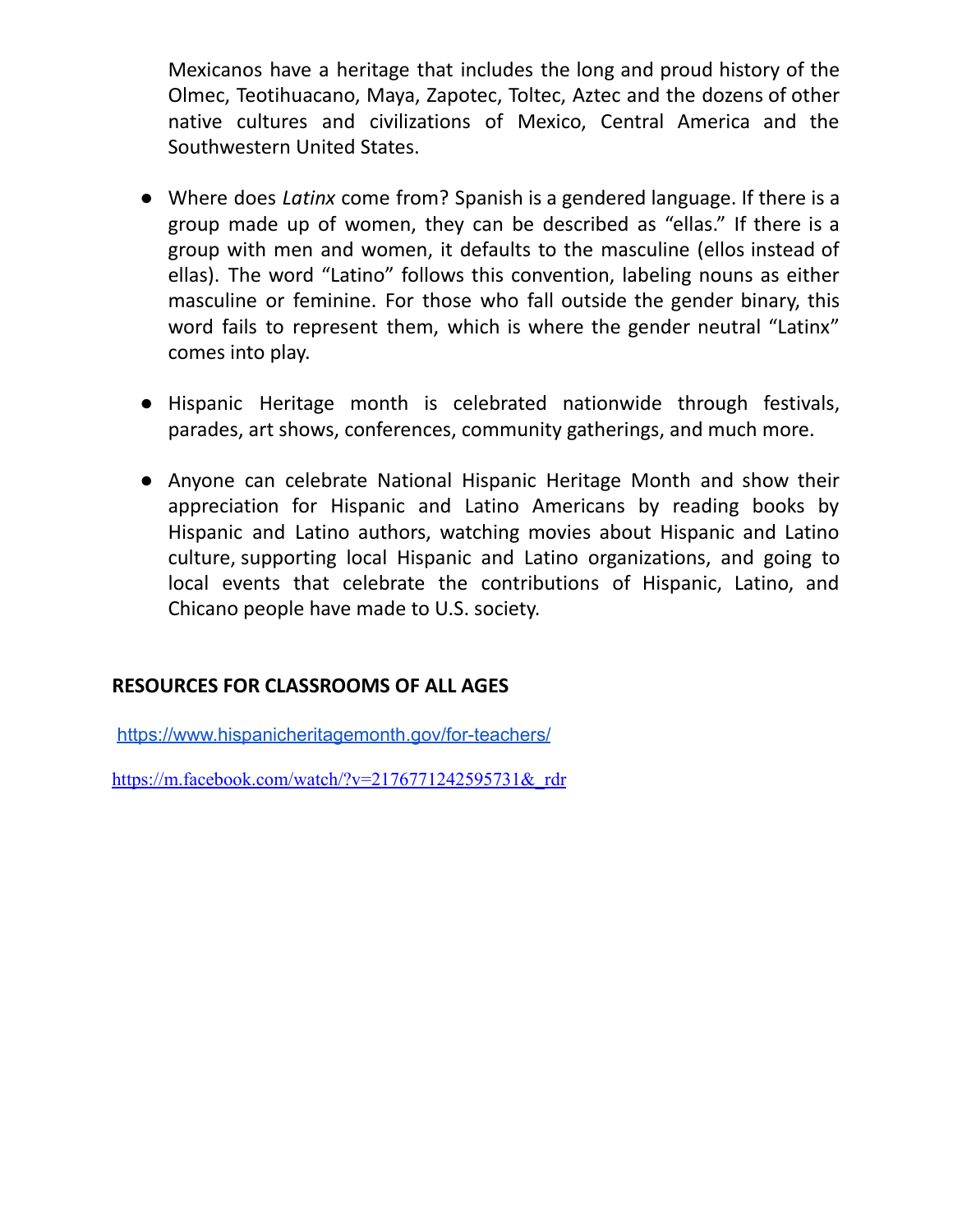Mexicanos have a heritage that includes the long and proud history of the Olmec, Teotihuacano, Maya, Zapotec, Toltec, Aztec and the dozens of other native cultures and civilizations of Mexico, Central America and the Southwestern United States.

- Where does *Latinx* come from? Spanish is a gendered language. If there is a group made up of women, they can be described as "ellas." If there is a group with men and women, it defaults to the masculine (ellos instead of ellas). The word "Latino" follows this convention, labeling nouns as either masculine or feminine. For those who fall outside the gender binary, this word fails to represent them, which is where the gender neutral "Latinx" comes into play.

- Hispanic Heritage month is celebrated nationwide through festivals, parades, art shows, conferences, community gatherings, and much more.

- Anyone can celebrate National Hispanic Heritage Month and show their appreciation for Hispanic and Latino Americans by reading books by Hispanic and Latino authors, watching movies about Hispanic and Latino culture, supporting local Hispanic and Latino organizations, and going to local events that celebrate the contributions of Hispanic, Latino, and Chicano people have made to U.S. society.

**RESOURCES FOR CLASSROOMS OF ALL AGES**

https://www.hispanicheritagemonth.gov/for-teachers/

https://m.facebook.com/watch/?v=2176771242595731&_rdr